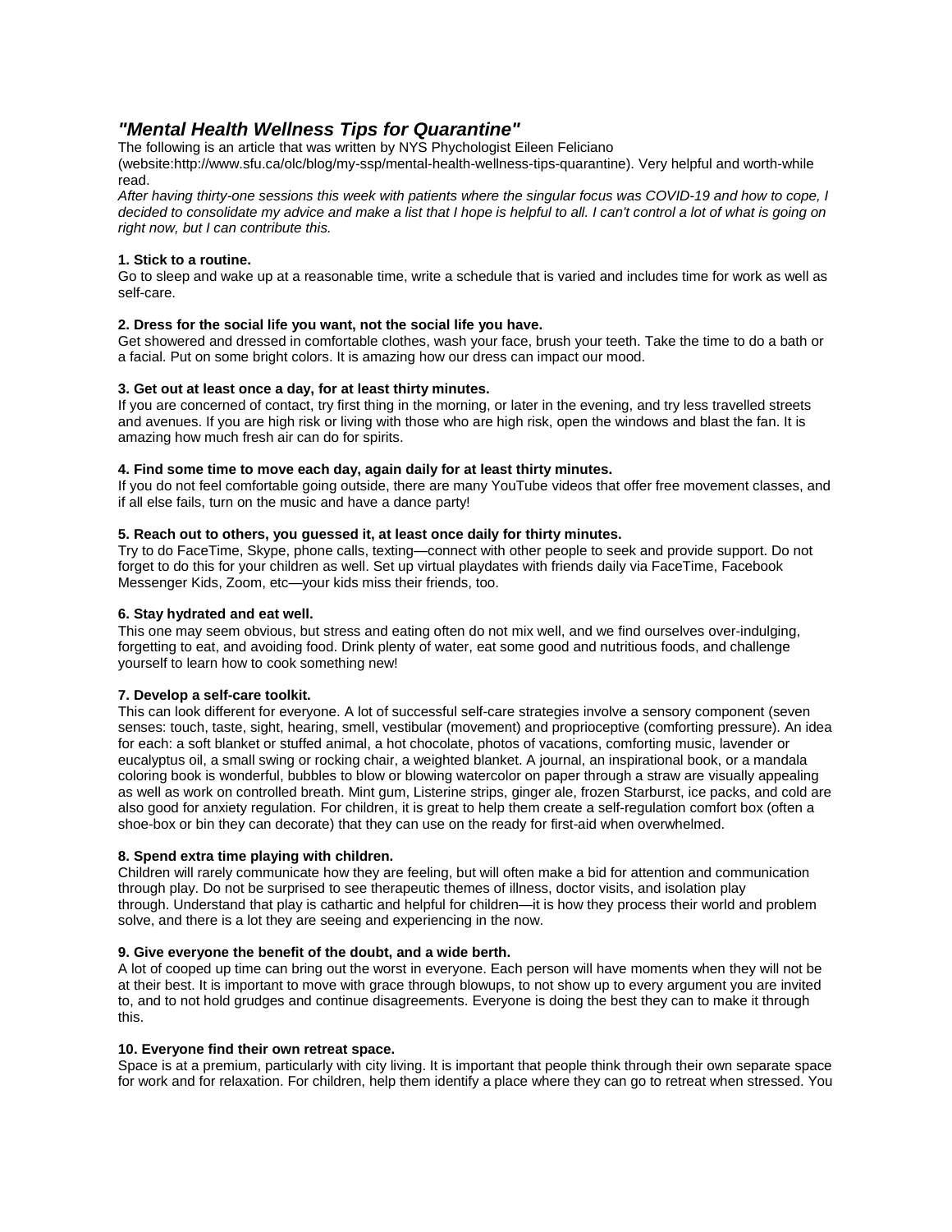## *"Mental Health Wellness Tips for Quarantine"*

The following is an article that was written by NYS Phychologist Eileen Feliciano (website:http://www.sfu.ca/olc/blog/my-ssp/mental-health-wellness-tips-quarantine). Very helpful and worth-while read.

*After having thirty-one sessions this week with patients where the singular focus was COVID-19 and how to cope, I decided to consolidate my advice and make a list that I hope is helpful to all. I can't control a lot of what is going on right now, but I can contribute this.*

**1. Stick to a routine.**

Go to sleep and wake up at a reasonable time, write a schedule that is varied and includes time for work as well as self-care.

**2. Dress for the social life you want, not the social life you have.**

Get showered and dressed in comfortable clothes, wash your face, brush your teeth. Take the time to do a bath or a facial. Put on some bright colors. It is amazing how our dress can impact our mood.

**3. Get out at least once a day, for at least thirty minutes.**

If you are concerned of contact, try first thing in the morning, or later in the evening, and try less travelled streets and avenues. If you are high risk or living with those who are high risk, open the windows and blast the fan. It is amazing how much fresh air can do for spirits.

**4. Find some time to move each day, again daily for at least thirty minutes.**

If you do not feel comfortable going outside, there are many YouTube videos that offer free movement classes, and if all else fails, turn on the music and have a dance party!

**5. Reach out to others, you guessed it, at least once daily for thirty minutes.**

Try to do FaceTime, Skype, phone calls, texting—connect with other people to seek and provide support. Do not forget to do this for your children as well. Set up virtual playdates with friends daily via FaceTime, Facebook Messenger Kids, Zoom, etc—your kids miss their friends, too.

**6. Stay hydrated and eat well.**

This one may seem obvious, but stress and eating often do not mix well, and we find ourselves over-indulging, forgetting to eat, and avoiding food. Drink plenty of water, eat some good and nutritious foods, and challenge yourself to learn how to cook something new!

**7. Develop a self-care toolkit.**

This can look different for everyone. A lot of successful self-care strategies involve a sensory component (seven senses: touch, taste, sight, hearing, smell, vestibular (movement) and proprioceptive (comforting pressure). An idea for each: a soft blanket or stuffed animal, a hot chocolate, photos of vacations, comforting music, lavender or eucalyptus oil, a small swing or rocking chair, a weighted blanket. A journal, an inspirational book, or a mandala coloring book is wonderful, bubbles to blow or blowing watercolor on paper through a straw are visually appealing as well as work on controlled breath. Mint gum, Listerine strips, ginger ale, frozen Starburst, ice packs, and cold are also good for anxiety regulation. For children, it is great to help them create a self-regulation comfort box (often a shoe-box or bin they can decorate) that they can use on the ready for first-aid when overwhelmed.

**8. Spend extra time playing with children.**

Children will rarely communicate how they are feeling, but will often make a bid for attention and communication through play. Do not be surprised to see therapeutic themes of illness, doctor visits, and isolation play through. Understand that play is cathartic and helpful for children—it is how they process their world and problem solve, and there is a lot they are seeing and experiencing in the now.

**9. Give everyone the benefit of the doubt, and a wide berth.**

A lot of cooped up time can bring out the worst in everyone. Each person will have moments when they will not be at their best. It is important to move with grace through blowups, to not show up to every argument you are invited to, and to not hold grudges and continue disagreements. Everyone is doing the best they can to make it through this.

**10. Everyone find their own retreat space.**

Space is at a premium, particularly with city living. It is important that people think through their own separate space for work and for relaxation. For children, help them identify a place where they can go to retreat when stressed. You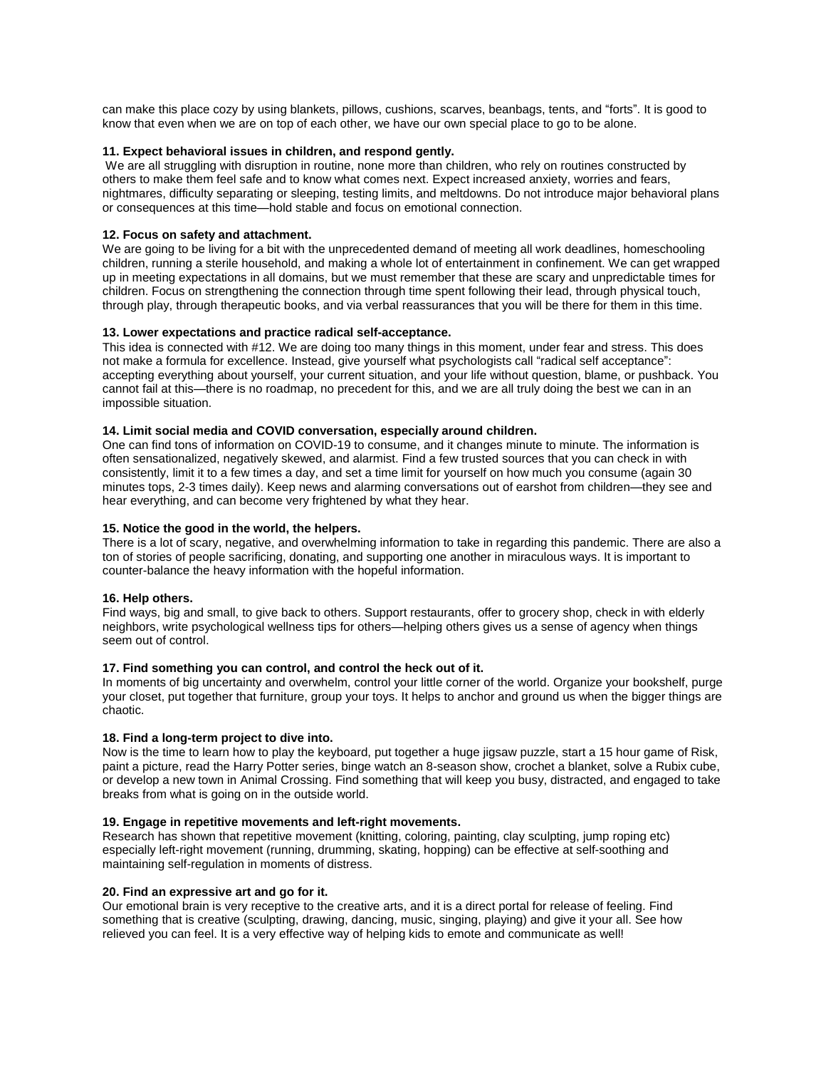can make this place cozy by using blankets, pillows, cushions, scarves, beanbags, tents, and "forts". It is good to know that even when we are on top of each other, we have our own special place to go to be alone.

**11. Expect behavioral issues in children, and respond gently.**

We are all struggling with disruption in routine, none more than children, who rely on routines constructed by others to make them feel safe and to know what comes next. Expect increased anxiety, worries and fears, nightmares, difficulty separating or sleeping, testing limits, and meltdowns. Do not introduce major behavioral plans or consequences at this time—hold stable and focus on emotional connection.

**12. Focus on safety and attachment.**

We are going to be living for a bit with the unprecedented demand of meeting all work deadlines, homeschooling children, running a sterile household, and making a whole lot of entertainment in confinement. We can get wrapped up in meeting expectations in all domains, but we must remember that these are scary and unpredictable times for children. Focus on strengthening the connection through time spent following their lead, through physical touch, through play, through therapeutic books, and via verbal reassurances that you will be there for them in this time.

**13. Lower expectations and practice radical self-acceptance.**

This idea is connected with #12. We are doing too many things in this moment, under fear and stress. This does not make a formula for excellence. Instead, give yourself what psychologists call "radical self acceptance": accepting everything about yourself, your current situation, and your life without question, blame, or pushback. You cannot fail at this—there is no roadmap, no precedent for this, and we are all truly doing the best we can in an impossible situation.

**14. Limit social media and COVID conversation, especially around children.**

One can find tons of information on COVID-19 to consume, and it changes minute to minute. The information is often sensationalized, negatively skewed, and alarmist. Find a few trusted sources that you can check in with consistently, limit it to a few times a day, and set a time limit for yourself on how much you consume (again 30 minutes tops, 2-3 times daily). Keep news and alarming conversations out of earshot from children—they see and hear everything, and can become very frightened by what they hear.

**15. Notice the good in the world, the helpers.**

There is a lot of scary, negative, and overwhelming information to take in regarding this pandemic. There are also a ton of stories of people sacrificing, donating, and supporting one another in miraculous ways. It is important to counter-balance the heavy information with the hopeful information.

**16. Help others.**

Find ways, big and small, to give back to others. Support restaurants, offer to grocery shop, check in with elderly neighbors, write psychological wellness tips for others—helping others gives us a sense of agency when things seem out of control.

**17. Find something you can control, and control the heck out of it.**

In moments of big uncertainty and overwhelm, control your little corner of the world. Organize your bookshelf, purge your closet, put together that furniture, group your toys. It helps to anchor and ground us when the bigger things are chaotic.

**18. Find a long-term project to dive into.**

Now is the time to learn how to play the keyboard, put together a huge jigsaw puzzle, start a 15 hour game of Risk, paint a picture, read the Harry Potter series, binge watch an 8-season show, crochet a blanket, solve a Rubix cube, or develop a new town in Animal Crossing. Find something that will keep you busy, distracted, and engaged to take breaks from what is going on in the outside world.

**19. Engage in repetitive movements and left-right movements.**

Research has shown that repetitive movement (knitting, coloring, painting, clay sculpting, jump roping etc) especially left-right movement (running, drumming, skating, hopping) can be effective at self-soothing and maintaining self-regulation in moments of distress.

**20. Find an expressive art and go for it.**

Our emotional brain is very receptive to the creative arts, and it is a direct portal for release of feeling. Find something that is creative (sculpting, drawing, dancing, music, singing, playing) and give it your all. See how relieved you can feel. It is a very effective way of helping kids to emote and communicate as well!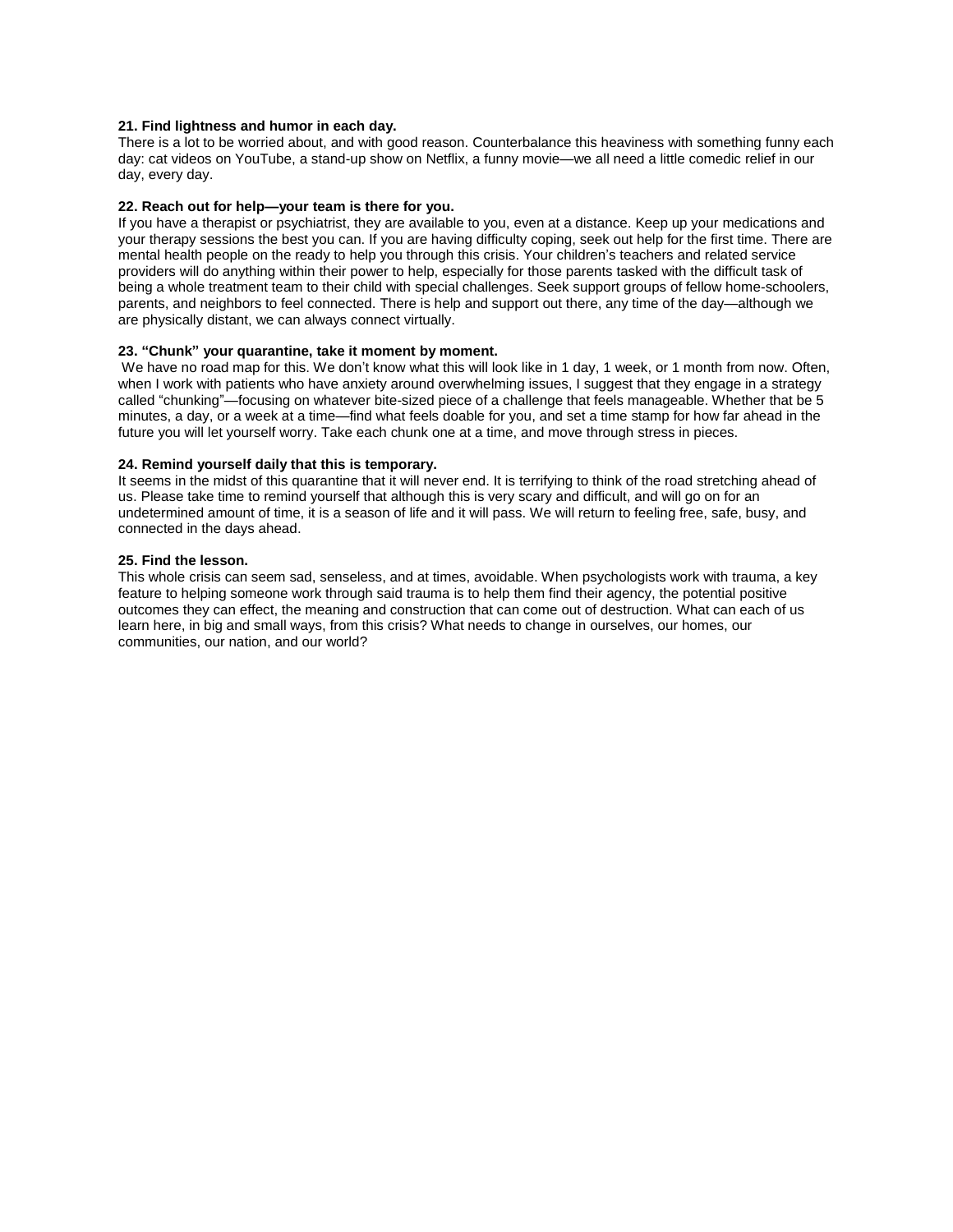**21. Find lightness and humor in each day.**

There is a lot to be worried about, and with good reason. Counterbalance this heaviness with something funny each day: cat videos on YouTube, a stand-up show on Netflix, a funny movie—we all need a little comedic relief in our day, every day.

**22. Reach out for help—your team is there for you.**

If you have a therapist or psychiatrist, they are available to you, even at a distance. Keep up your medications and your therapy sessions the best you can. If you are having difficulty coping, seek out help for the first time. There are mental health people on the ready to help you through this crisis. Your children's teachers and related service providers will do anything within their power to help, especially for those parents tasked with the difficult task of being a whole treatment team to their child with special challenges. Seek support groups of fellow home-schoolers, parents, and neighbors to feel connected. There is help and support out there, any time of the day—although we are physically distant, we can always connect virtually.

**23. "Chunk" your quarantine, take it moment by moment.**

We have no road map for this. We don't know what this will look like in 1 day, 1 week, or 1 month from now. Often, when I work with patients who have anxiety around overwhelming issues, I suggest that they engage in a strategy called "chunking"—focusing on whatever bite-sized piece of a challenge that feels manageable. Whether that be 5 minutes, a day, or a week at a time—find what feels doable for you, and set a time stamp for how far ahead in the future you will let yourself worry. Take each chunk one at a time, and move through stress in pieces.

**24. Remind yourself daily that this is temporary.**

It seems in the midst of this quarantine that it will never end. It is terrifying to think of the road stretching ahead of us. Please take time to remind yourself that although this is very scary and difficult, and will go on for an undetermined amount of time, it is a season of life and it will pass. We will return to feeling free, safe, busy, and connected in the days ahead.

**25. Find the lesson.**

This whole crisis can seem sad, senseless, and at times, avoidable. When psychologists work with trauma, a key feature to helping someone work through said trauma is to help them find their agency, the potential positive outcomes they can effect, the meaning and construction that can come out of destruction. What can each of us learn here, in big and small ways, from this crisis? What needs to change in ourselves, our homes, our communities, our nation, and our world?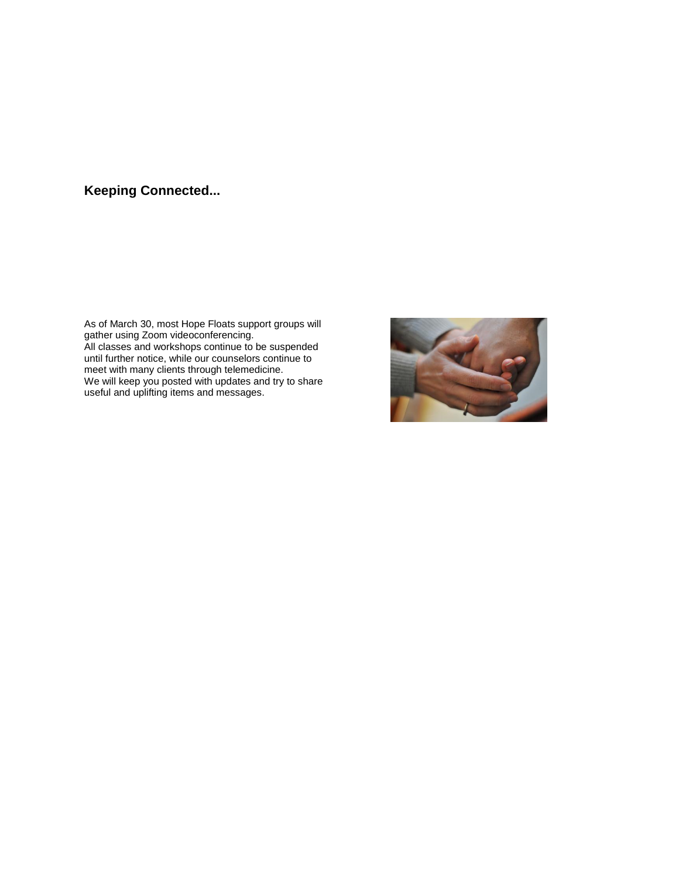## Keeping Connected...

As of March 30, most Hope Floats support groups will gather using Zoom videoconferencing.
All classes and workshops continue to be suspended until further notice, while our counselors continue to meet with many clients through telemedicine.
We will keep you posted with updates and try to share useful and uplifting items and messages.